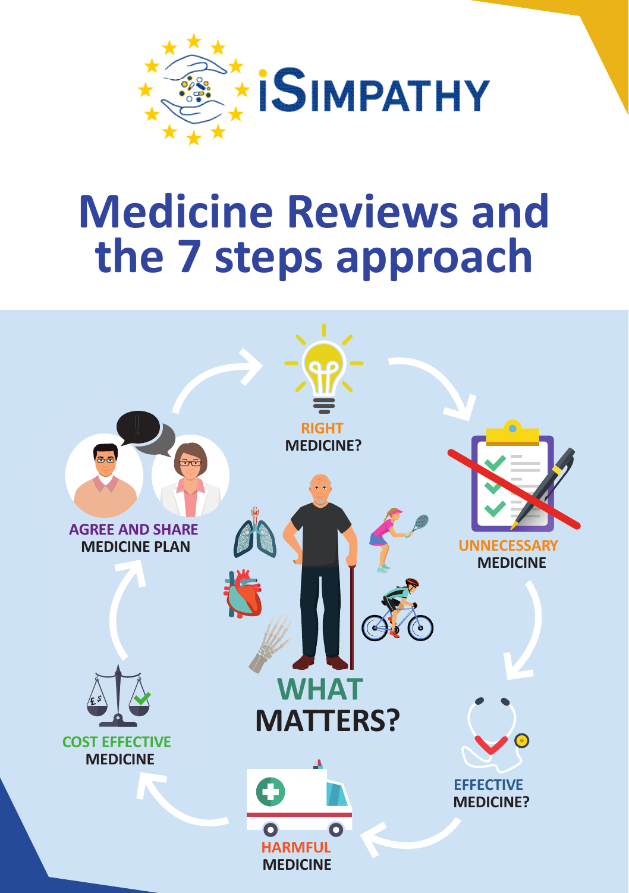iSIMPATHY

# Medicine Reviews and the 7 steps approach

**WHAT MATTERS?**

**RIGHT MEDICINE?**

**UNNECESSARY MEDICINE**

**EFFECTIVE MEDICINE?**

**HARMFUL MEDICINE**

**COST EFFECTIVE MEDICINE**

**AGREE AND SHARE MEDICINE PLAN**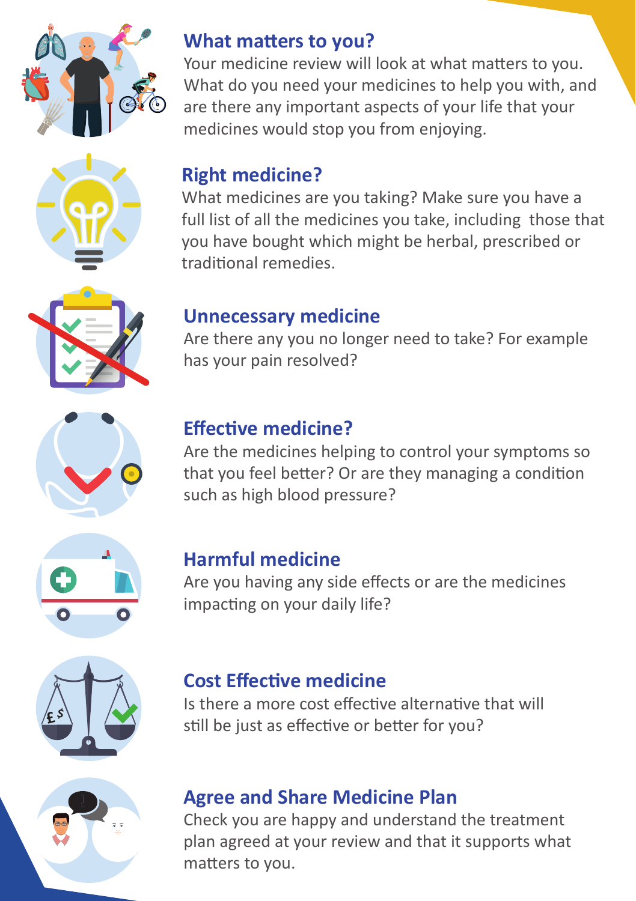## What matters to you?

Your medicine review will look at what matters to you. What do you need your medicines to help you with, and are there any important aspects of your life that your medicines would stop you from enjoying.

## Right medicine?

What medicines are you taking? Make sure you have a full list of all the medicines you take, including those that you have bought which might be herbal, prescribed or traditional remedies.

## Unnecessary medicine

Are there any you no longer need to take? For example has your pain resolved?

## Effective medicine?

Are the medicines helping to control your symptoms so that you feel better? Or are they managing a condition such as high blood pressure?

## Harmful medicine

Are you having any side effects or are the medicines impacting on your daily life?

## Cost Effective medicine

Is there a more cost effective alternative that will still be just as effective or better for you?

## Agree and Share Medicine Plan

Check you are happy and understand the treatment plan agreed at your review and that it supports what matters to you.